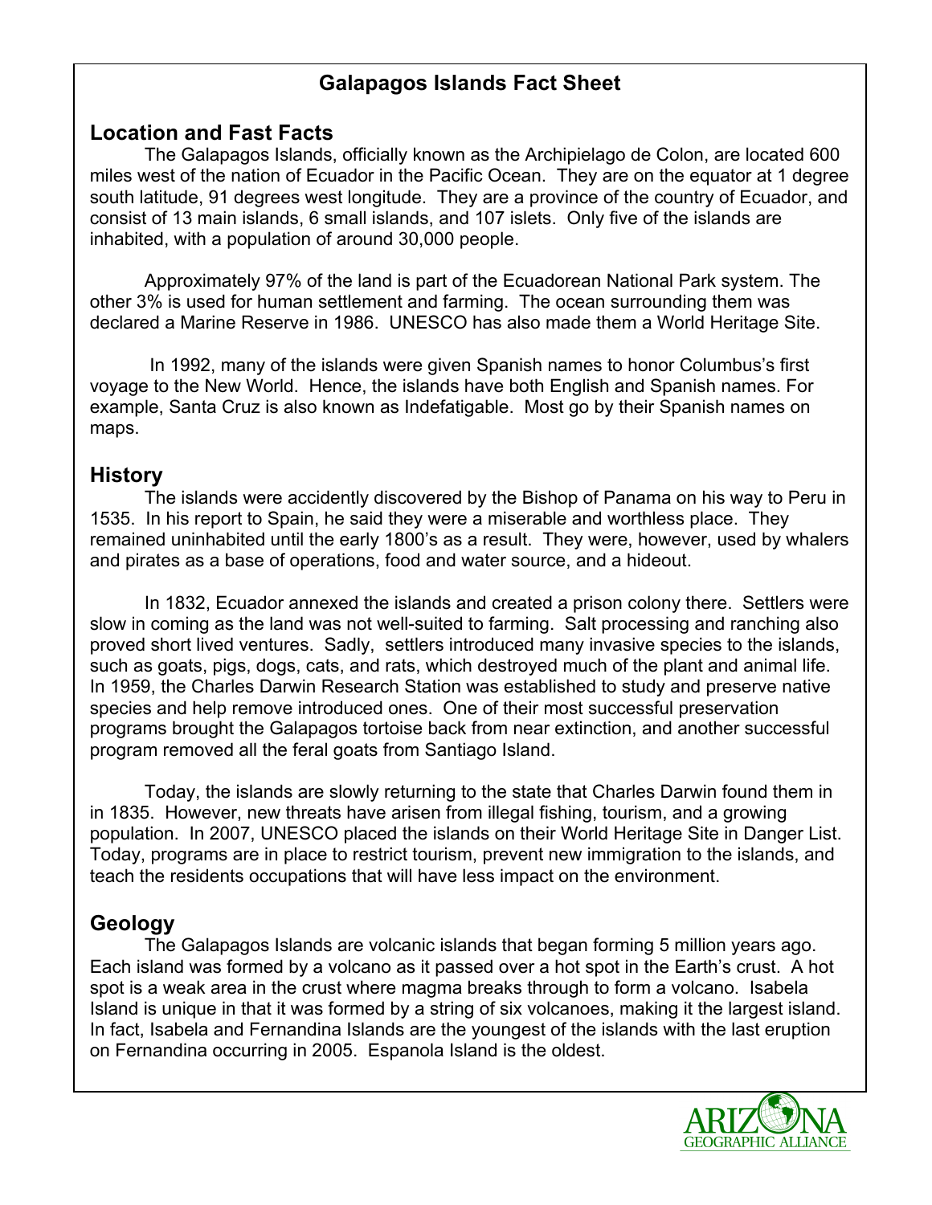# Galapagos Islands Fact Sheet

## Location and Fast Facts

The Galapagos Islands, officially known as the Archipielago de Colon, are located 600 miles west of the nation of Ecuador in the Pacific Ocean. They are on the equator at 1 degree south latitude, 91 degrees west longitude. They are a province of the country of Ecuador, and consist of 13 main islands, 6 small islands, and 107 islets. Only five of the islands are inhabited, with a population of around 30,000 people.

Approximately 97% of the land is part of the Ecuadorean National Park system. The other 3% is used for human settlement and farming. The ocean surrounding them was declared a Marine Reserve in 1986. UNESCO has also made them a World Heritage Site.

In 1992, many of the islands were given Spanish names to honor Columbus's first voyage to the New World. Hence, the islands have both English and Spanish names. For example, Santa Cruz is also known as Indefatigable. Most go by their Spanish names on maps.

## History

The islands were accidently discovered by the Bishop of Panama on his way to Peru in 1535. In his report to Spain, he said they were a miserable and worthless place. They remained uninhabited until the early 1800's as a result. They were, however, used by whalers and pirates as a base of operations, food and water source, and a hideout.

In 1832, Ecuador annexed the islands and created a prison colony there. Settlers were slow in coming as the land was not well-suited to farming. Salt processing and ranching also proved short lived ventures. Sadly, settlers introduced many invasive species to the islands, such as goats, pigs, dogs, cats, and rats, which destroyed much of the plant and animal life. In 1959, the Charles Darwin Research Station was established to study and preserve native species and help remove introduced ones. One of their most successful preservation programs brought the Galapagos tortoise back from near extinction, and another successful program removed all the feral goats from Santiago Island.

Today, the islands are slowly returning to the state that Charles Darwin found them in in 1835. However, new threats have arisen from illegal fishing, tourism, and a growing population. In 2007, UNESCO placed the islands on their World Heritage Site in Danger List. Today, programs are in place to restrict tourism, prevent new immigration to the islands, and teach the residents occupations that will have less impact on the environment.

## Geology

The Galapagos Islands are volcanic islands that began forming 5 million years ago. Each island was formed by a volcano as it passed over a hot spot in the Earth's crust. A hot spot is a weak area in the crust where magma breaks through to form a volcano. Isabela Island is unique in that it was formed by a string of six volcanoes, making it the largest island. In fact, Isabela and Fernandina Islands are the youngest of the islands with the last eruption on Fernandina occurring in 2005. Espanola Island is the oldest.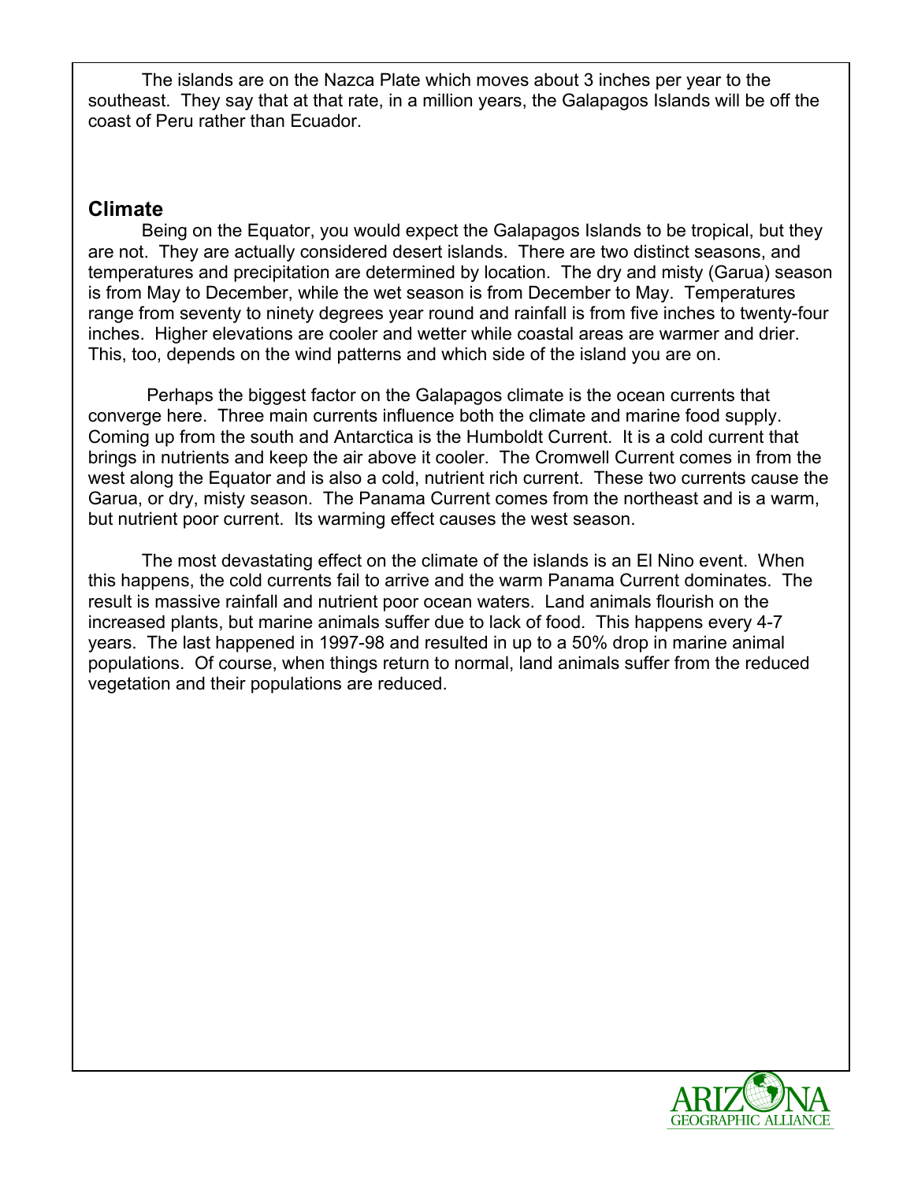The islands are on the Nazca Plate which moves about 3 inches per year to the southeast. They say that at that rate, in a million years, the Galapagos Islands will be off the coast of Peru rather than Ecuador.

## Climate

Being on the Equator, you would expect the Galapagos Islands to be tropical, but they are not. They are actually considered desert islands. There are two distinct seasons, and temperatures and precipitation are determined by location. The dry and misty (Garua) season is from May to December, while the wet season is from December to May. Temperatures range from seventy to ninety degrees year round and rainfall is from five inches to twenty-four inches. Higher elevations are cooler and wetter while coastal areas are warmer and drier. This, too, depends on the wind patterns and which side of the island you are on.

Perhaps the biggest factor on the Galapagos climate is the ocean currents that converge here. Three main currents influence both the climate and marine food supply. Coming up from the south and Antarctica is the Humboldt Current. It is a cold current that brings in nutrients and keep the air above it cooler. The Cromwell Current comes in from the west along the Equator and is also a cold, nutrient rich current. These two currents cause the Garua, or dry, misty season. The Panama Current comes from the northeast and is a warm, but nutrient poor current. Its warming effect causes the west season.

The most devastating effect on the climate of the islands is an El Nino event. When this happens, the cold currents fail to arrive and the warm Panama Current dominates. The result is massive rainfall and nutrient poor ocean waters. Land animals flourish on the increased plants, but marine animals suffer due to lack of food. This happens every 4-7 years. The last happened in 1997-98 and resulted in up to a 50% drop in marine animal populations. Of course, when things return to normal, land animals suffer from the reduced vegetation and their populations are reduced.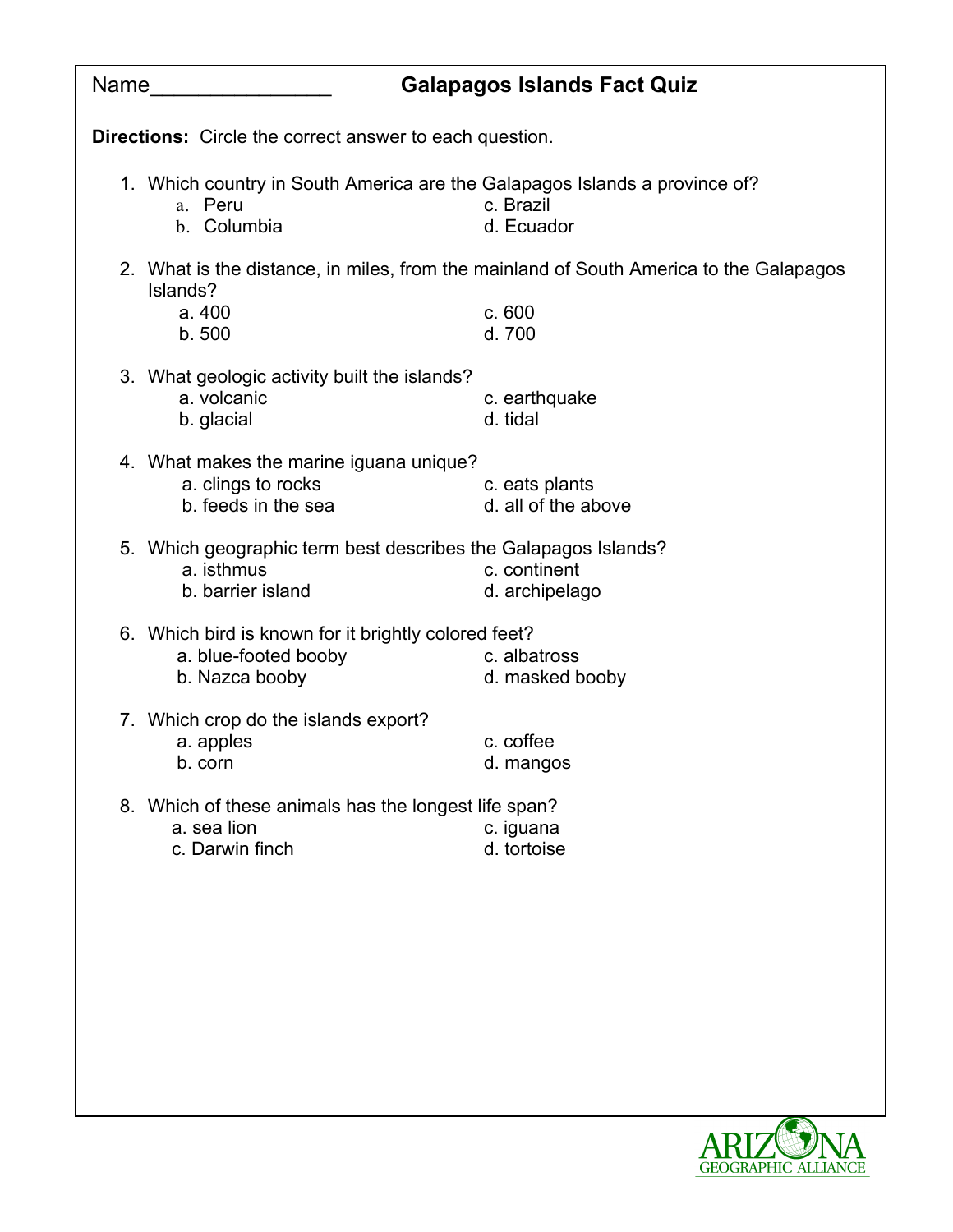Name_______________ **Galapagos Islands Fact Quiz**

**Directions:** Circle the correct answer to each question.

1. Which country in South America are the Galapagos Islands a province of?
   a. Peru
   b. Columbia
   c. Brazil
   d. Ecuador

2. What is the distance, in miles, from the mainland of South America to the Galapagos Islands?
   a. 400
   b. 500
   c. 600
   d. 700

3. What geologic activity built the islands?
   a. volcanic
   b. glacial
   c. earthquake
   d. tidal

4. What makes the marine iguana unique?
   a. clings to rocks
   b. feeds in the sea
   c. eats plants
   d. all of the above

5. Which geographic term best describes the Galapagos Islands?
   a. isthmus
   b. barrier island
   c. continent
   d. archipelago

6. Which bird is known for it brightly colored feet?
   a. blue-footed booby
   b. Nazca booby
   c. albatross
   d. masked booby

7. Which crop do the islands export?
   a. apples
   b. corn
   c. coffee
   d. mangos

8. Which of these animals has the longest life span?
   a. sea lion
   c. Darwin finch
   c. iguana
   d. tortoise

ARIZONA GEOGRAPHIC ALLIANCE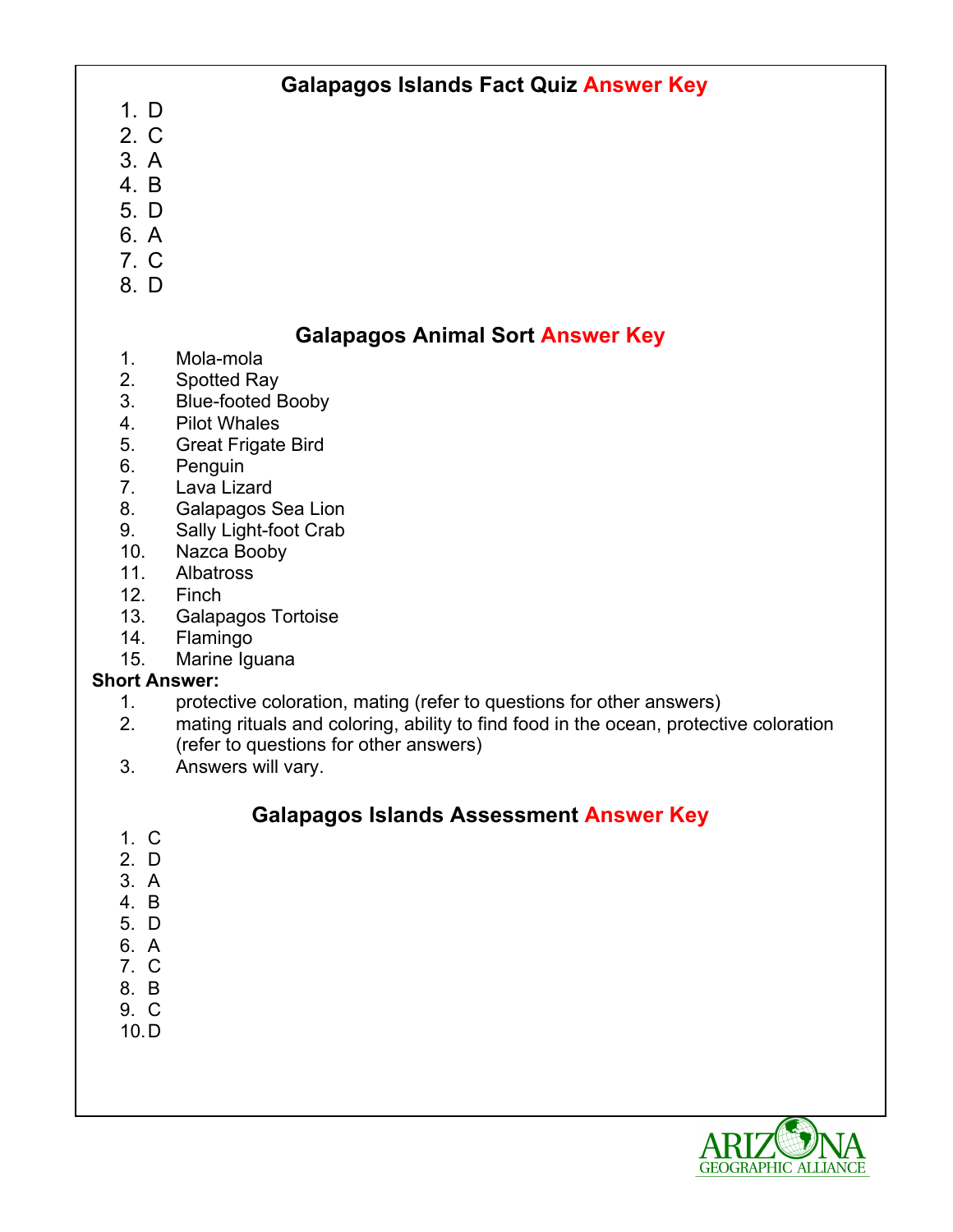## Galapagos Islands Fact Quiz Answer Key

1. D
2. C
3. A
4. B
5. D
6. A
7. C
8. D

## Galapagos Animal Sort Answer Key

1. Mola-mola
2. Spotted Ray
3. Blue-footed Booby
4. Pilot Whales
5. Great Frigate Bird
6. Penguin
7. Lava Lizard
8. Galapagos Sea Lion
9. Sally Light-foot Crab
10. Nazca Booby
11. Albatross
12. Finch
13. Galapagos Tortoise
14. Flamingo
15. Marine Iguana

**Short Answer:**

1. protective coloration, mating (refer to questions for other answers)
2. mating rituals and coloring, ability to find food in the ocean, protective coloration (refer to questions for other answers)
3. Answers will vary.

## Galapagos Islands Assessment Answer Key

1. C
2. D
3. A
4. B
5. D
6. A
7. C
8. B
9. C
10. D

ARIZONA GEOGRAPHIC ALLIANCE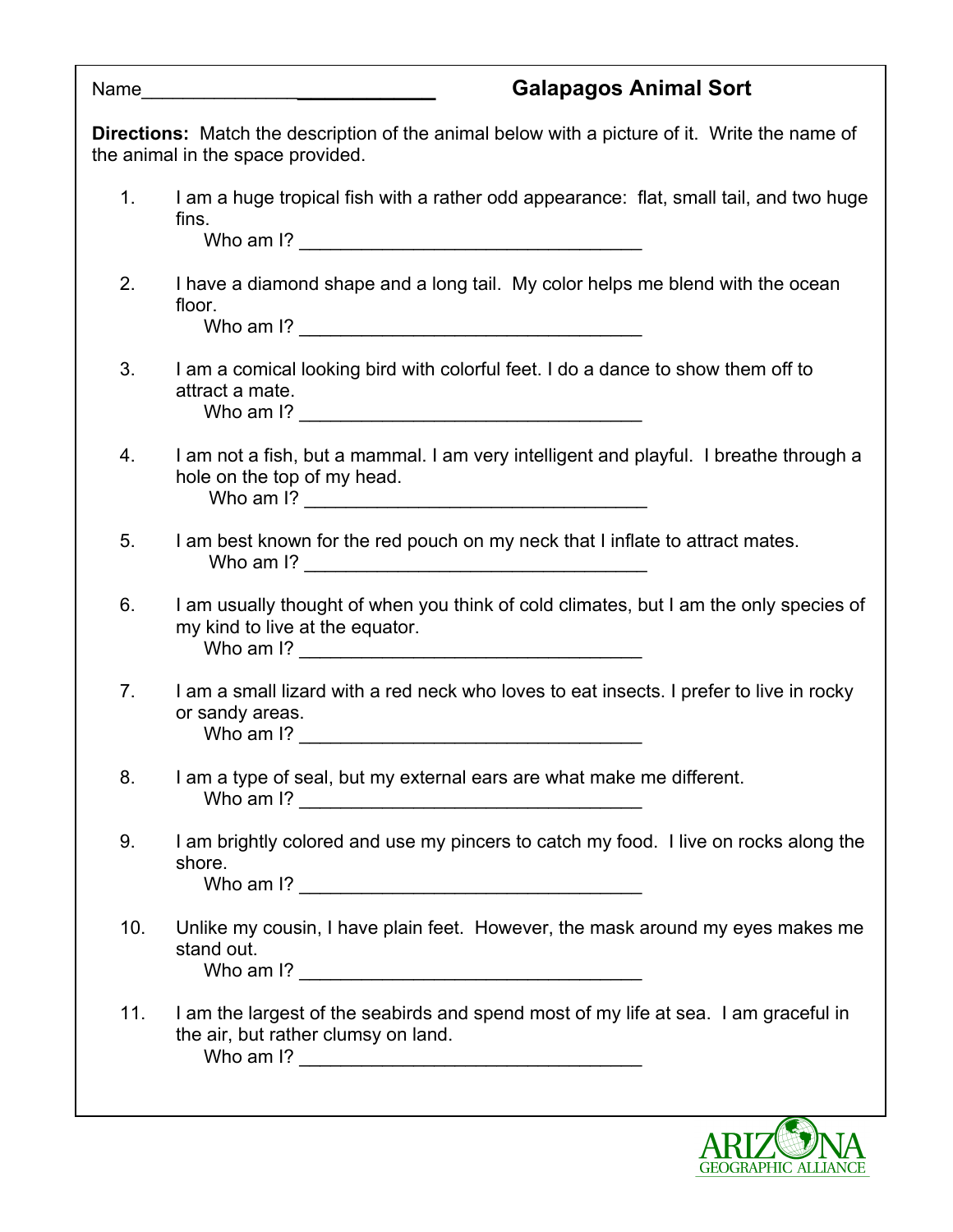Name___________________________

# Galapagos Animal Sort

**Directions:** Match the description of the animal below with a picture of it. Write the name of the animal in the space provided.

1. I am a huge tropical fish with a rather odd appearance: flat, small tail, and two huge fins.
   Who am I? ________________________________

2. I have a diamond shape and a long tail. My color helps me blend with the ocean floor.
   Who am I? ________________________________

3. I am a comical looking bird with colorful feet. I do a dance to show them off to attract a mate.
   Who am I? ________________________________

4. I am not a fish, but a mammal. I am very intelligent and playful. I breathe through a hole on the top of my head.
   Who am I? ________________________________

5. I am best known for the red pouch on my neck that I inflate to attract mates.
   Who am I? ________________________________

6. I am usually thought of when you think of cold climates, but I am the only species of my kind to live at the equator.
   Who am I? ________________________________

7. I am a small lizard with a red neck who loves to eat insects. I prefer to live in rocky or sandy areas.
   Who am I? ________________________________

8. I am a type of seal, but my external ears are what make me different.
   Who am I? ________________________________

9. I am brightly colored and use my pincers to catch my food. I live on rocks along the shore.
   Who am I? ________________________________

10. Unlike my cousin, I have plain feet. However, the mask around my eyes makes me stand out.
    Who am I? ________________________________

11. I am the largest of the seabirds and spend most of my life at sea. I am graceful in the air, but rather clumsy on land.
    Who am I? ________________________________

ARIZONA GEOGRAPHIC ALLIANCE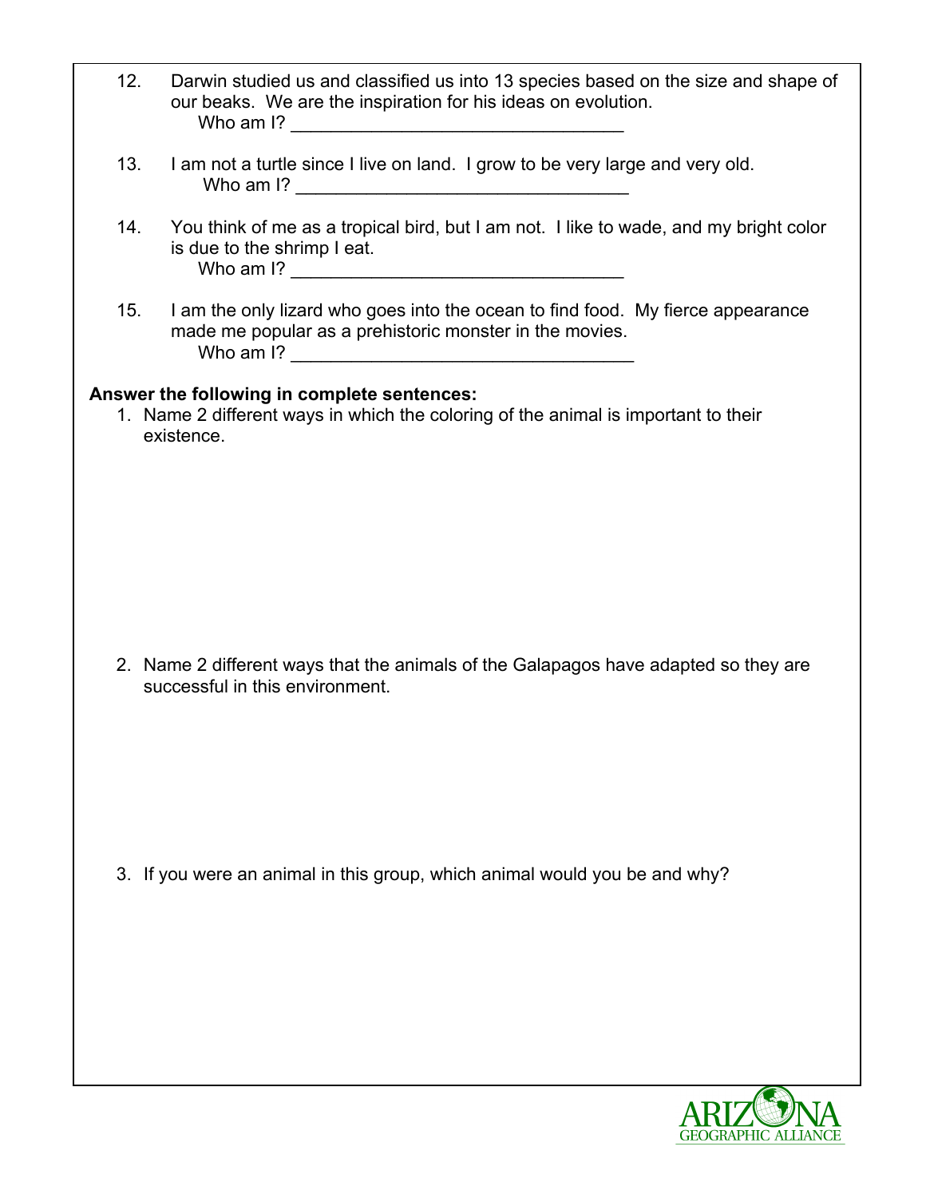12. Darwin studied us and classified us into 13 species based on the size and shape of our beaks. We are the inspiration for his ideas on evolution.
    Who am I? ___________________________________

13. I am not a turtle since I live on land. I grow to be very large and very old.
    Who am I? ___________________________________

14. You think of me as a tropical bird, but I am not. I like to wade, and my bright color is due to the shrimp I eat.
    Who am I? ___________________________________

15. I am the only lizard who goes into the ocean to find food. My fierce appearance made me popular as a prehistoric monster in the movies.
    Who am I? ___________________________________

**Answer the following in complete sentences:**

1. Name 2 different ways in which the coloring of the animal is important to their existence.

2. Name 2 different ways that the animals of the Galapagos have adapted so they are successful in this environment.

3. If you were an animal in this group, which animal would you be and why?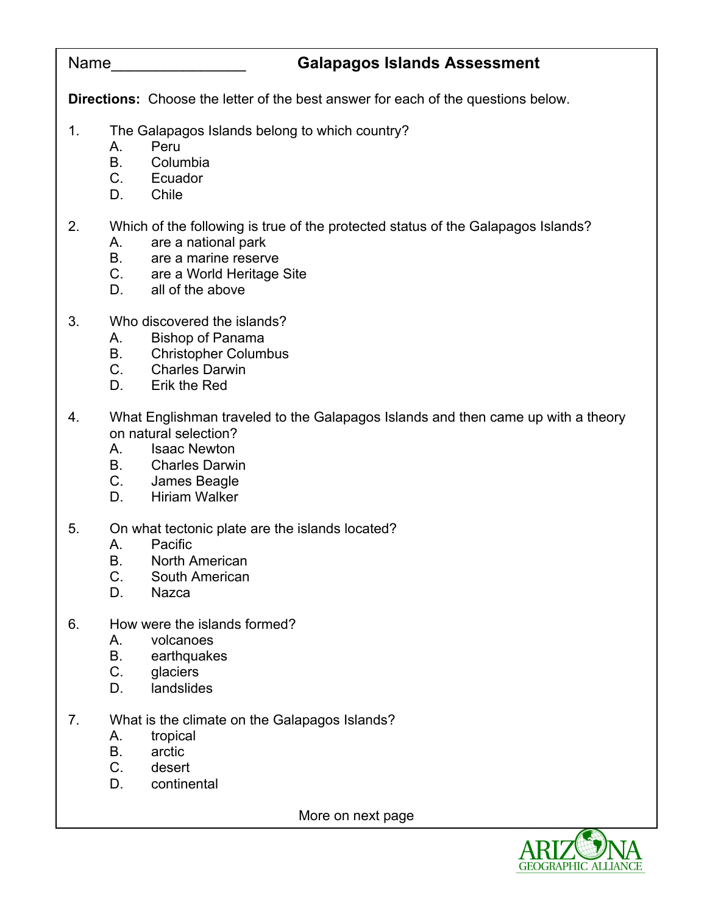Name________________ **Galapagos Islands Assessment**

**Directions:** Choose the letter of the best answer for each of the questions below.

1. The Galapagos Islands belong to which country?
   - A. Peru
   - B. Columbia
   - C. Ecuador
   - D. Chile

2. Which of the following is true of the protected status of the Galapagos Islands?
   - A. are a national park
   - B. are a marine reserve
   - C. are a World Heritage Site
   - D. all of the above

3. Who discovered the islands?
   - A. Bishop of Panama
   - B. Christopher Columbus
   - C. Charles Darwin
   - D. Erik the Red

4. What Englishman traveled to the Galapagos Islands and then came up with a theory on natural selection?
   - A. Isaac Newton
   - B. Charles Darwin
   - C. James Beagle
   - D. Hiriam Walker

5. On what tectonic plate are the islands located?
   - A. Pacific
   - B. North American
   - C. South American
   - D. Nazca

6. How were the islands formed?
   - A. volcanoes
   - B. earthquakes
   - C. glaciers
   - D. landslides

7. What is the climate on the Galapagos Islands?
   - A. tropical
   - B. arctic
   - C. desert
   - D. continental

More on next page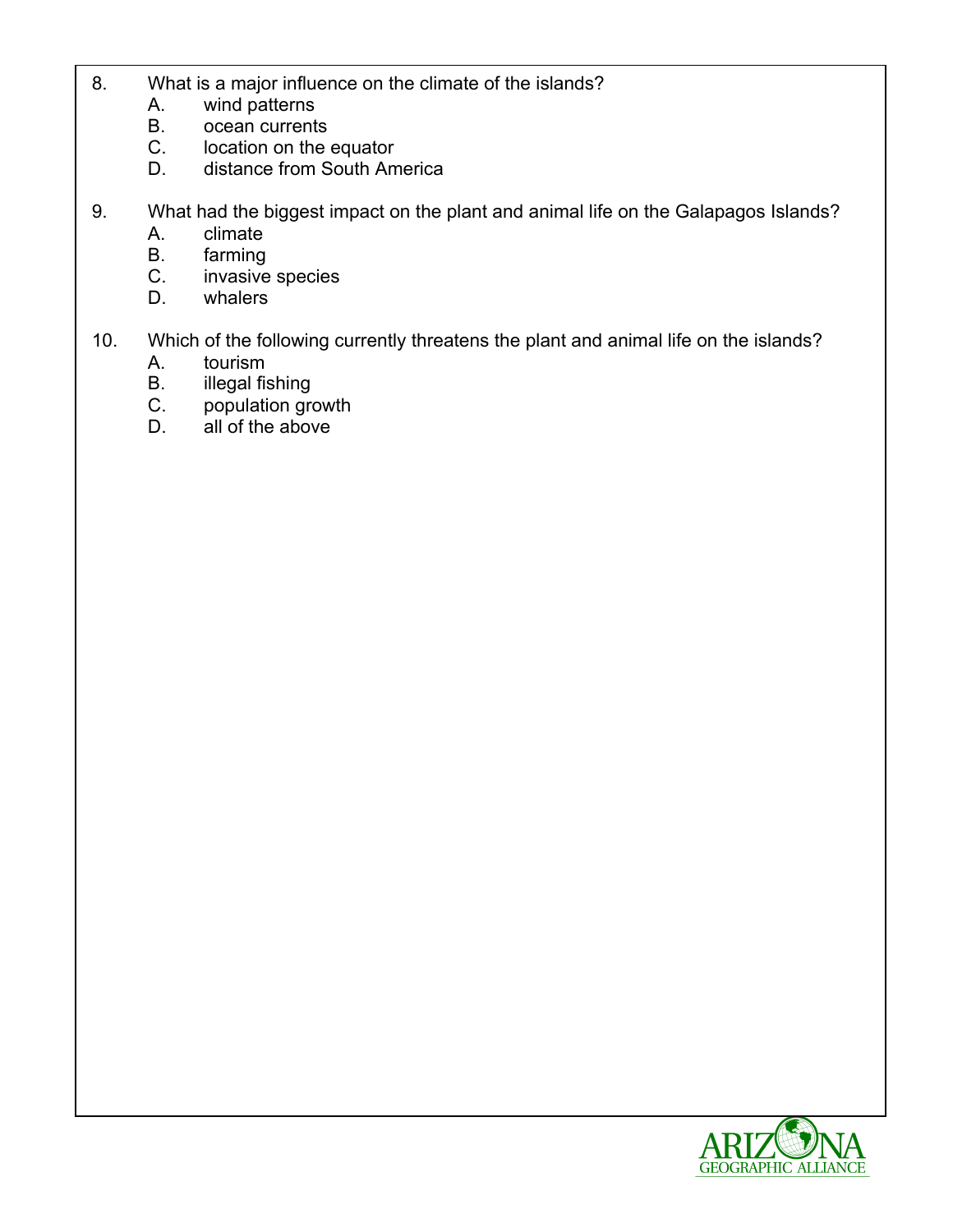8. What is a major influence on the climate of the islands?
   - A. wind patterns
   - B. ocean currents
   - C. location on the equator
   - D. distance from South America

9. What had the biggest impact on the plant and animal life on the Galapagos Islands?
   - A. climate
   - B. farming
   - C. invasive species
   - D. whalers

10. Which of the following currently threatens the plant and animal life on the islands?
    - A. tourism
    - B. illegal fishing
    - C. population growth
    - D. all of the above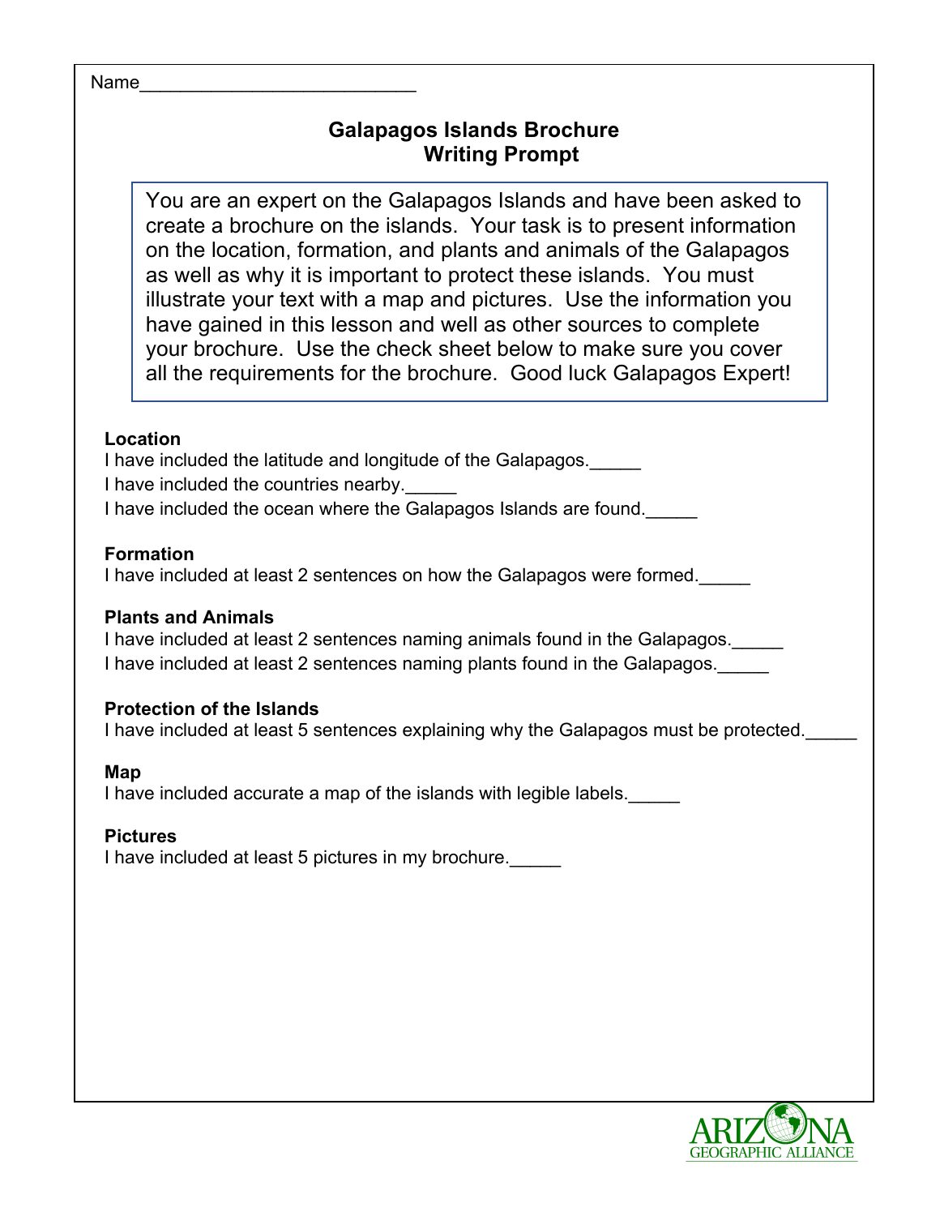Name___________________________

# Galapagos Islands Brochure
## Writing Prompt

You are an expert on the Galapagos Islands and have been asked to create a brochure on the islands. Your task is to present information on the location, formation, and plants and animals of the Galapagos as well as why it is important to protect these islands. You must illustrate your text with a map and pictures. Use the information you have gained in this lesson and well as other sources to complete your brochure. Use the check sheet below to make sure you cover all the requirements for the brochure. Good luck Galapagos Expert!

**Location**

I have included the latitude and longitude of the Galapagos._____

I have included the countries nearby._____

I have included the ocean where the Galapagos Islands are found._____

**Formation**

I have included at least 2 sentences on how the Galapagos were formed._____

**Plants and Animals**

I have included at least 2 sentences naming animals found in the Galapagos._____

I have included at least 2 sentences naming plants found in the Galapagos._____

**Protection of the Islands**

I have included at least 5 sentences explaining why the Galapagos must be protected._____

**Map**

I have included accurate a map of the islands with legible labels._____

**Pictures**

I have included at least 5 pictures in my brochure._____

ARIZONA GEOGRAPHIC ALLIANCE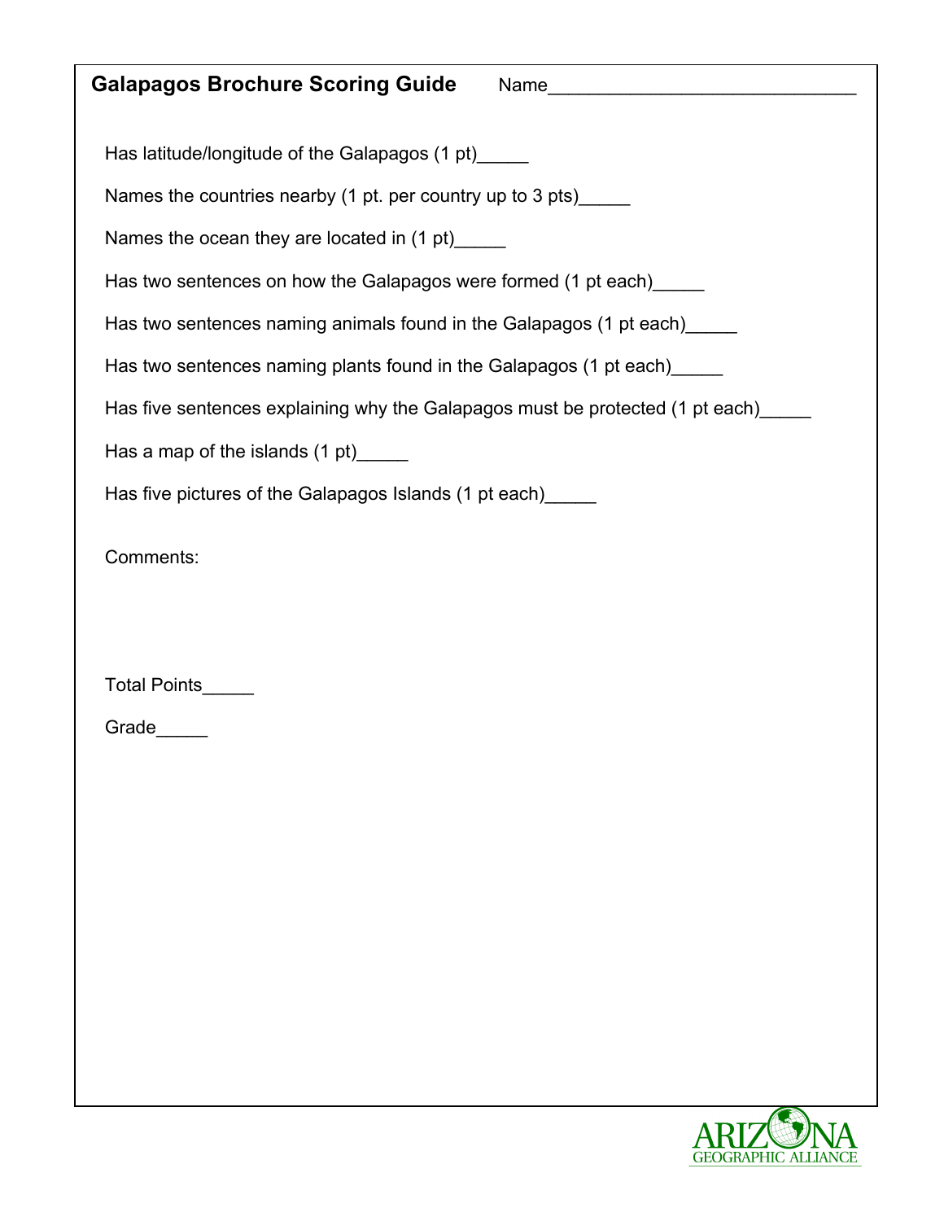## Galapagos Brochure Scoring Guide

Name_______________________________

Has latitude/longitude of the Galapagos (1 pt)_____

Names the countries nearby (1 pt. per country up to 3 pts)_____

Names the ocean they are located in (1 pt)_____

Has two sentences on how the Galapagos were formed (1 pt each)_____

Has two sentences naming animals found in the Galapagos (1 pt each)_____

Has two sentences naming plants found in the Galapagos (1 pt each)_____

Has five sentences explaining why the Galapagos must be protected (1 pt each)_____

Has a map of the islands (1 pt)_____

Has five pictures of the Galapagos Islands (1 pt each)_____

Comments:

Total Points_____

Grade_____

ARIZONA GEOGRAPHIC ALLIANCE